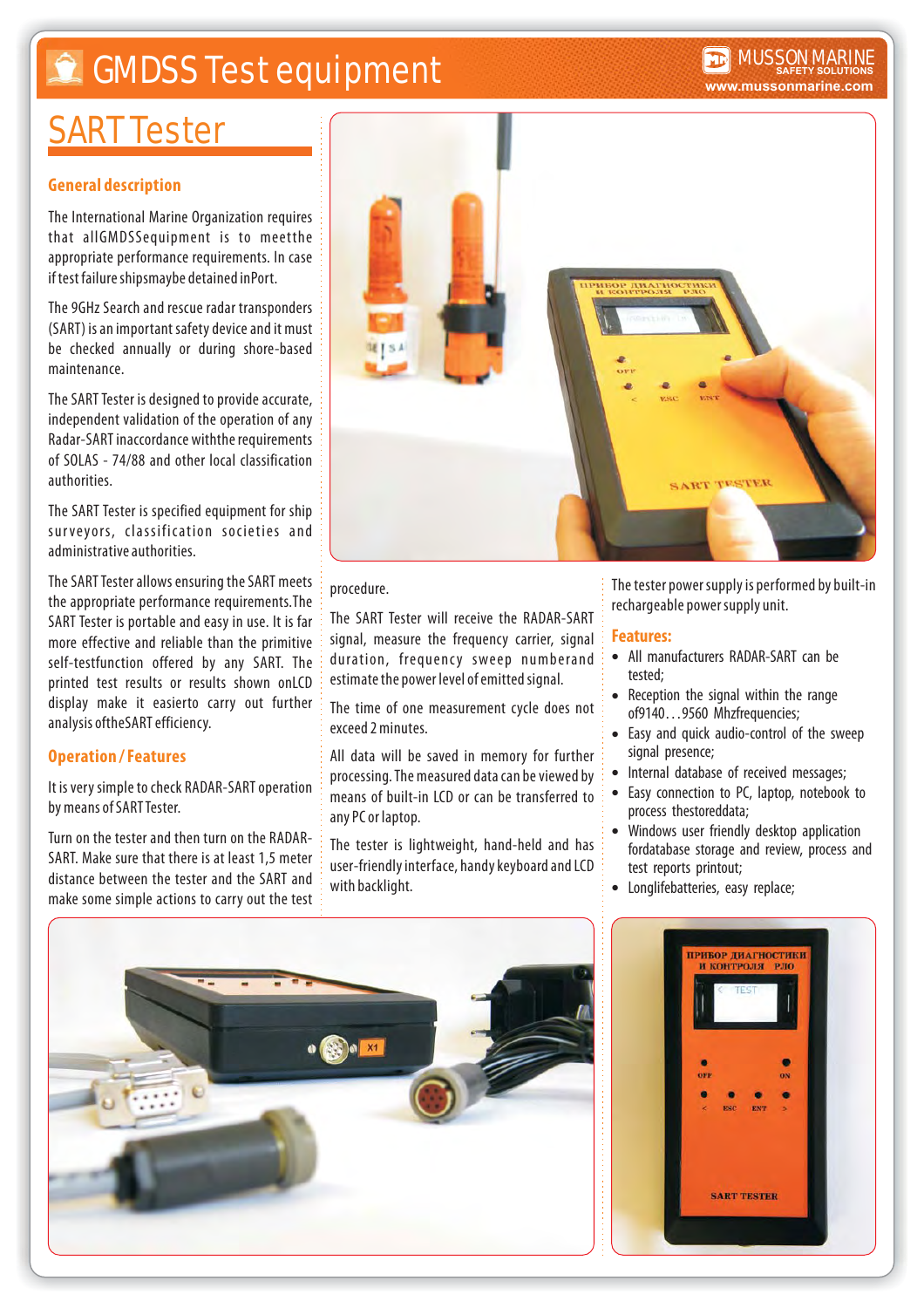# GMDSS Test equipment

MUSSON MARINE
SAFETY SOLUTIONS
www.mussonmarine.com

## SART Tester

### General description

The International Marine Organization requires that allGMDSSequipment is to meetthe appropriate performance requirements. In case if test failure shipsmaybe detained inPort.

The 9GHz Search and rescue radar transponders (SART) is an important safety device and it must be checked annually or during shore-based maintenance.

The SART Tester is designed to provide accurate, independent validation of the operation of any Radar-SART inaccordance withthe requirements of SOLAS - 74/88 and other local classification authorities.

The SART Tester is specified equipment for ship surveyors, classification societies and administrative authorities.

The SART Tester allows ensuring the SART meets the appropriate performance requirements.The SART Tester is portable and easy in use. It is far more effective and reliable than the primitive self-testfunction offered by any SART. The printed test results or results shown onLCD display make it easierto carry out further analysis oftheSART efficiency.

### Operation / Features

It is very simple to check RADAR-SART operation by means of SART Tester.

Turn on the tester and then turn on the RADAR-SART. Make sure that there is at least 1,5 meter distance between the tester and the SART and make some simple actions to carry out the test procedure.

The SART Tester will receive the RADAR-SART signal, measure the frequency carrier, signal duration, frequency sweep numberand estimate the power level of emitted signal.

The time of one measurement cycle does not exceed 2 minutes.

All data will be saved in memory for further processing. The measured data can be viewed by means of built-in LCD or can be transferred to any PC or laptop.

The tester is lightweight, hand-held and has user-friendly interface, handy keyboard and LCD with backlight.

The tester power supply is performed by built-in rechargeable power supply unit.

### Features:

- All manufacturers RADAR-SART can be tested;
- Reception the signal within the range of9140…9560 Mhzfrequencies;
- Easy and quick audio-control of the sweep signal presence;
- Internal database of received messages;
- Easy connection to PC, laptop, notebook to process thestoreddata;
- Windows user friendly desktop application fordatabase storage and review, process and test reports printout;
- Longlifebatteries, easy replace;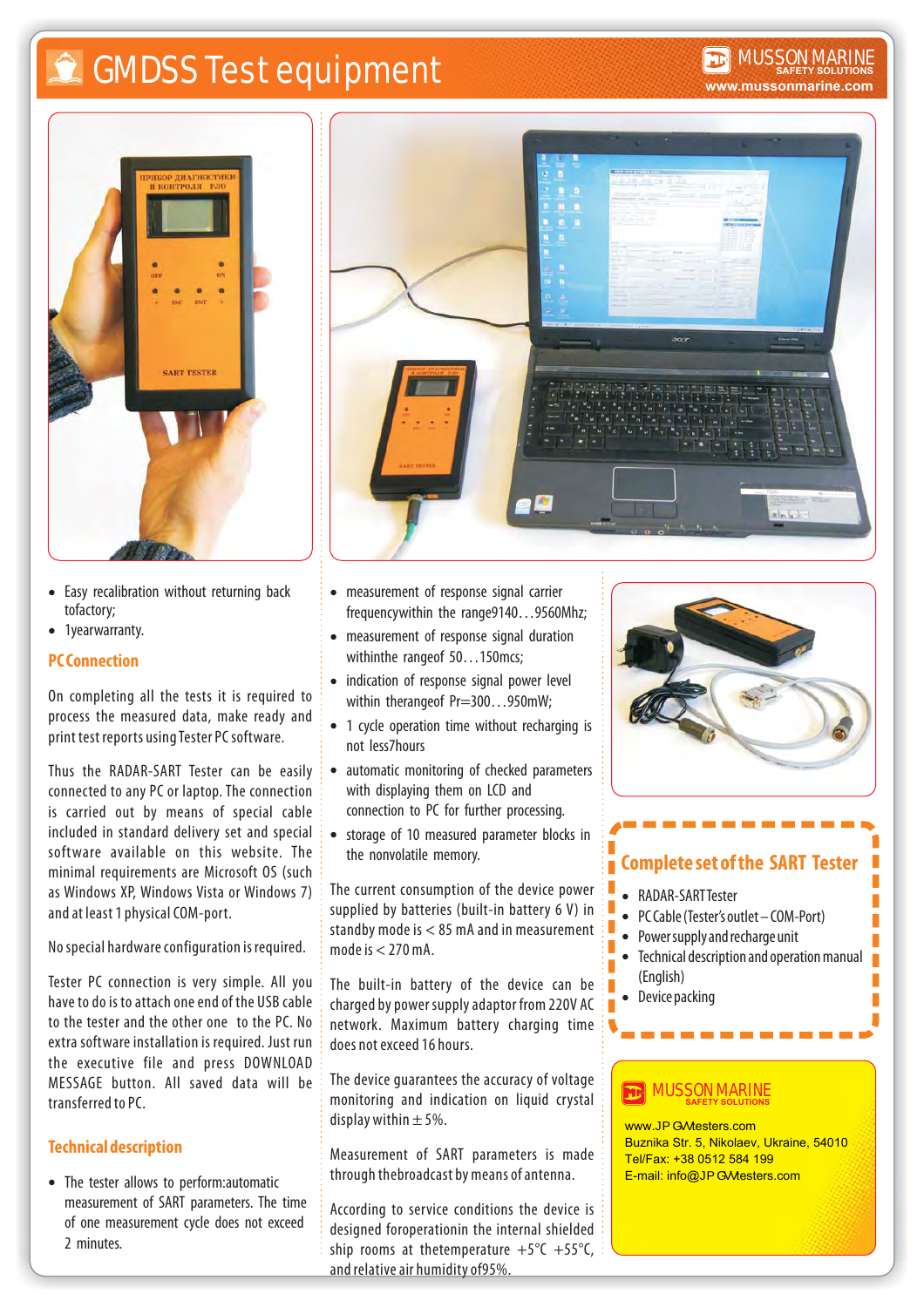# GMDSS Test equipment

MUSSON MARINE
SAFETY SOLUTIONS
www.mussonmarine.com

- Easy recalibration without returning back tofactory;
- 1yearwarranty.

## PC Connection

On completing all the tests it is required to process the measured data, make ready and print test reports using Tester PC software.

Thus the RADAR-SART Tester can be easily connected to any PC or laptop. The connection is carried out by means of special cable included in standard delivery set and special software available on this website. The minimal requirements are Microsoft OS (such as Windows XP, Windows Vista or Windows 7) and at least 1 physical COM-port.

No special hardware configuration is required.

Tester PC connection is very simple. All you have to do is to attach one end of the USB cable to the tester and the other one to the PC. No extra software installation is required. Just run the executive file and press DOWNLOAD MESSAGE button. All saved data will be transferred to PC.

## Technical description

- The tester allows to perform:automatic measurement of SART parameters. The time of one measurement cycle does not exceed 2 minutes.
- measurement of response signal carrier frequencywithin the range9140…9560Mhz;
- measurement of response signal duration withinthe rangeof 50…150mcs;
- indication of response signal power level within therangeof Pr=300…950mW;
- 1 cycle operation time without recharging is not less7hours
- automatic monitoring of checked parameters with displaying them on LCD and connection to PC for further processing.
- storage of 10 measured parameter blocks in the nonvolatile memory.

The current consumption of the device power supplied by batteries (built-in battery 6 V) in standby mode is < 85 mA and in measurement mode is < 270 mA.

The built-in battery of the device can be charged by power supply adaptor from 220V AC network. Maximum battery charging time does not exceed 16 hours.

The device guarantees the accuracy of voltage monitoring and indication on liquid crystal display within ± 5%.

Measurement of SART parameters is made through thebroadcast by means of antenna.

According to service conditions the device is designed foroperationin the internal shielded ship rooms at thetemperature +5°C +55°C, and relative air humidity of95%.

## Complete set of the SART Tester

- RADAR-SART Tester
- PC Cable (Tester's outlet – COM-Port)
- Power supply and recharge unit
- Technical description and operation manual (English)
- Device packing

MUSSON MARINE
SAFETY SOLUTIONS

www.JP GMesters.com
Buznika Str. 5, Nikolaev, Ukraine, 54010
Tel/Fax: +38 0512 584 199
E-mail: info@JP GMesters.com